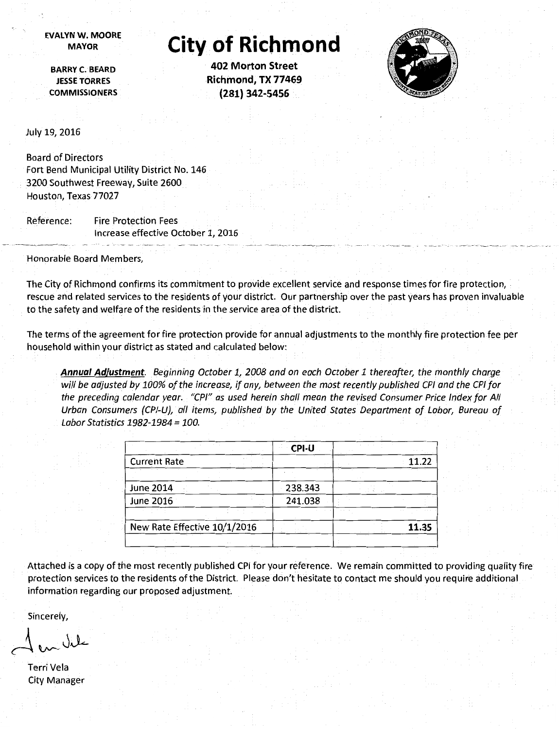EVALYN W. MOORE
MAYOR

BARRY C. BEARD
JESSE TORRES
COMMISSIONERS

# City of Richmond

**402 Morton Street**
**Richmond, TX 77469**
**(281) 342-5456**

July 19, 2016

Board of Directors
Fort Bend Municipal Utility District No. 146
3200 Southwest Freeway, Suite 2600
Houston, Texas 77027

Reference: Fire Protection Fees
Increase effective October 1, 2016

Honorable Board Members,

The City of Richmond confirms its commitment to provide excellent service and response times for fire protection, rescue and related services to the residents of your district. Our partnership over the past years has proven invaluable to the safety and welfare of the residents in the service area of the district.

The terms of the agreement for fire protection provide for annual adjustments to the monthly fire protection fee per household within your district as stated and calculated below:

> ***Annual Adjustment****. Beginning October 1, 2008 and on each October 1 thereafter, the monthly charge will be adjusted by 100% of the increase, if any, between the most recently published CPI and the CPI for the preceding calendar year. "CPI" as used herein shall mean the revised Consumer Price Index for All Urban Consumers (CPI-U), all items, published by the United States Department of Labor, Bureau of Labor Statistics 1982-1984 = 100.*

| | CPI-U | |
|---|---|---|
| Current Rate | | 11.22 |
| | | |
| June 2014 | 238.343 | |
| June 2016 | 241.038 | |
| | | |
| New Rate Effective 10/1/2016 | | **11.35** |
| | | |

Attached is a copy of the most recently published CPI for your reference. We remain committed to providing quality fire protection services to the residents of the District. Please don't hesitate to contact me should you require additional information regarding our proposed adjustment.

Sincerely,

Terri Vela
City Manager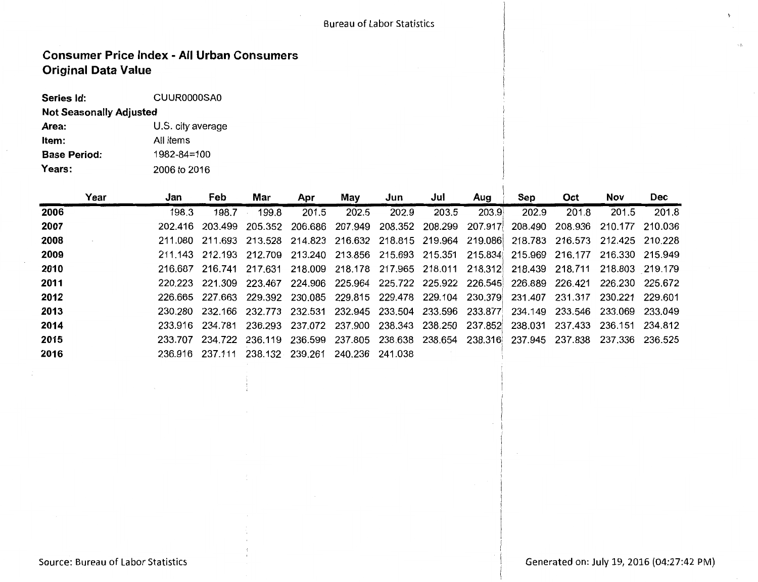Bureau of Labor Statistics

## Consumer Price Index - All Urban Consumers
## Original Data Value

**Series Id:** CUUR0000SA0
**Not Seasonally Adjusted**
**Area:** U.S. city average
**Item:** All items
**Base Period:** 1982-84=100
**Years:** 2006 to 2016

| Year | Jan | Feb | Mar | Apr | May | Jun | Jul | Aug | Sep | Oct | Nov | Dec |
|---|---|---|---|---|---|---|---|---|---|---|---|---|
| **2006** | 198.3 | 198.7 | 199.8 | 201.5 | 202.5 | 202.9 | 203.5 | 203.9 | 202.9 | 201.8 | 201.5 | 201.8 |
| **2007** | 202.416 | 203.499 | 205.352 | 206.686 | 207.949 | 208.352 | 208.299 | 207.917 | 208.490 | 208.936 | 210.177 | 210.036 |
| **2008** | 211.080 | 211.693 | 213.528 | 214.823 | 216.632 | 218.815 | 219.964 | 219.086 | 218.783 | 216.573 | 212.425 | 210.228 |
| **2009** | 211.143 | 212.193 | 212.709 | 213.240 | 213.856 | 215.693 | 215.351 | 215.834 | 215.969 | 216.177 | 216.330 | 215.949 |
| **2010** | 216.687 | 216.741 | 217.631 | 218.009 | 218.178 | 217.965 | 218.011 | 218.312 | 218.439 | 218.711 | 218.803 | 219.179 |
| **2011** | 220.223 | 221.309 | 223.467 | 224.906 | 225.964 | 225.722 | 225.922 | 226.545 | 226.889 | 226.421 | 226.230 | 225.672 |
| **2012** | 226.665 | 227.663 | 229.392 | 230.085 | 229.815 | 229.478 | 229.104 | 230.379 | 231.407 | 231.317 | 230.221 | 229.601 |
| **2013** | 230.280 | 232.166 | 232.773 | 232.531 | 232.945 | 233.504 | 233.596 | 233.877 | 234.149 | 233.546 | 233.069 | 233.049 |
| **2014** | 233.916 | 234.781 | 236.293 | 237.072 | 237.900 | 238.343 | 238.250 | 237.852 | 238.031 | 237.433 | 236.151 | 234.812 |
| **2015** | 233.707 | 234.722 | 236.119 | 236.599 | 237.805 | 238.638 | 238.654 | 238.316 | 237.945 | 237.838 | 237.336 | 236.525 |
| **2016** | 236.916 | 237.111 | 238.132 | 239.261 | 240.236 | 241.038 | | | | | | |

Source: Bureau of Labor Statistics

Generated on: July 19, 2016 (04:27:42 PM)